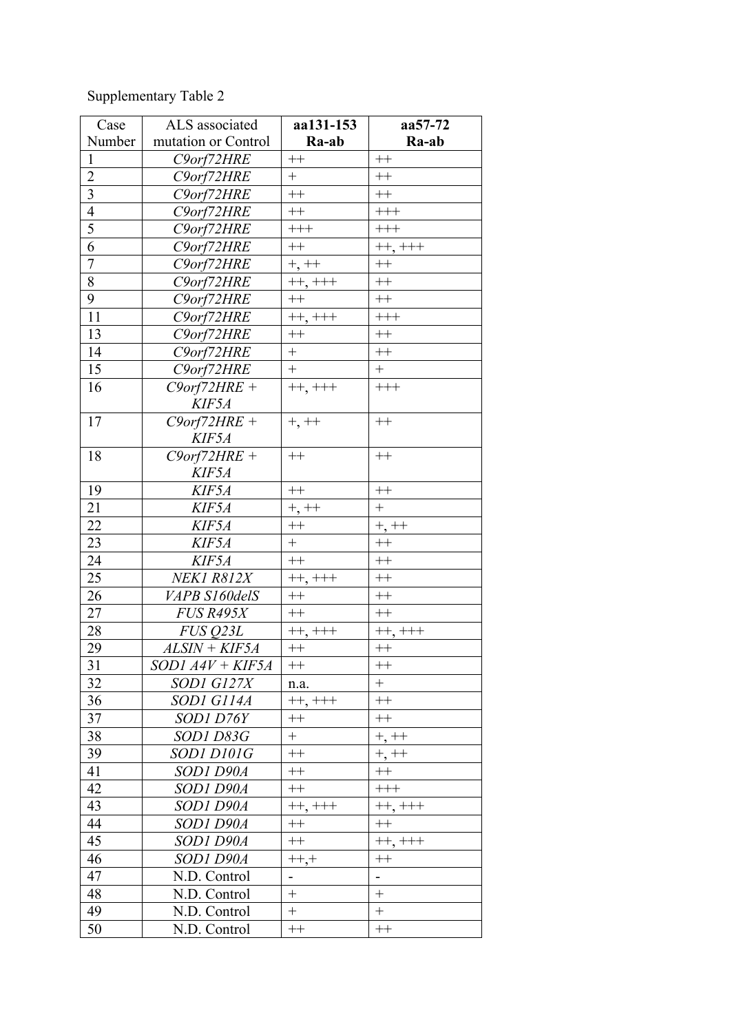Supplementary Table 2

| Case Number | ALS associated mutation or Control | **aa131-153 Ra-ab** | **aa57-72 Ra-ab** |
|---|---|---|---|
| 1 | *C9orf72HRE* | ++ | ++ |
| 2 | *C9orf72HRE* | + | ++ |
| 3 | *C9orf72HRE* | ++ | ++ |
| 4 | *C9orf72HRE* | ++ | +++ |
| 5 | *C9orf72HRE* | +++ | +++ |
| 6 | *C9orf72HRE* | ++ | ++, +++ |
| 7 | *C9orf72HRE* | +, ++ | ++ |
| 8 | *C9orf72HRE* | ++, +++ | ++ |
| 9 | *C9orf72HRE* | ++ | ++ |
| 11 | *C9orf72HRE* | ++, +++ | +++ |
| 13 | *C9orf72HRE* | ++ | ++ |
| 14 | *C9orf72HRE* | + | ++ |
| 15 | *C9orf72HRE* | + | + |
| 16 | *C9orf72HRE + KIF5A* | ++, +++ | +++ |
| 17 | *C9orf72HRE + KIF5A* | +, ++ | ++ |
| 18 | *C9orf72HRE + KIF5A* | ++ | ++ |
| 19 | *KIF5A* | ++ | ++ |
| 21 | *KIF5A* | +, ++ | + |
| 22 | *KIF5A* | ++ | +, ++ |
| 23 | *KIF5A* | + | ++ |
| 24 | *KIF5A* | ++ | ++ |
| 25 | *NEK1 R812X* | ++, +++ | ++ |
| 26 | *VAPB S160delS* | ++ | ++ |
| 27 | *FUS R495X* | ++ | ++ |
| 28 | *FUS Q23L* | ++, +++ | ++, +++ |
| 29 | *ALSIN + KIF5A* | ++ | ++ |
| 31 | *SOD1 A4V + KIF5A* | ++ | ++ |
| 32 | *SOD1 G127X* | n.a. | + |
| 36 | *SOD1 G114A* | ++, +++ | ++ |
| 37 | *SOD1 D76Y* | ++ | ++ |
| 38 | *SOD1 D83G* | + | +, ++ |
| 39 | *SOD1 D101G* | ++ | +, ++ |
| 41 | *SOD1 D90A* | ++ | ++ |
| 42 | *SOD1 D90A* | ++ | +++ |
| 43 | *SOD1 D90A* | ++, +++ | ++, +++ |
| 44 | *SOD1 D90A* | ++ | ++ |
| 45 | *SOD1 D90A* | ++ | ++, +++ |
| 46 | *SOD1 D90A* | ++,+ | ++ |
| 47 | N.D. Control | - | - |
| 48 | N.D. Control | + | + |
| 49 | N.D. Control | + | + |
| 50 | N.D. Control | ++ | ++ |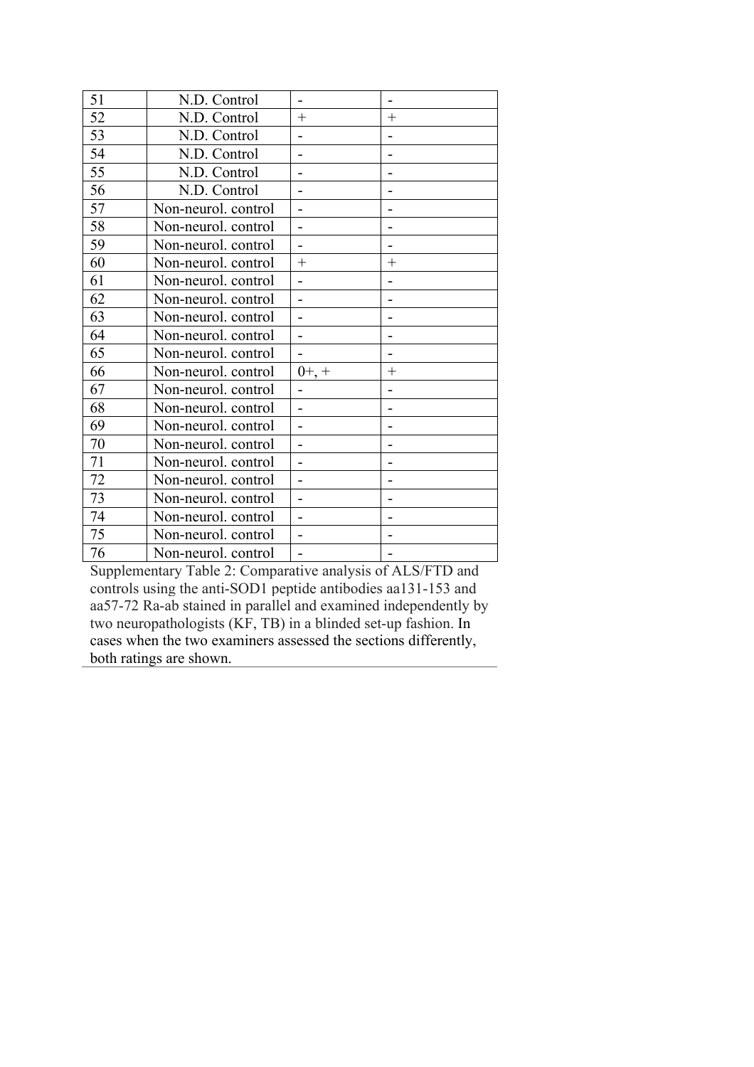| | | | |
|---|---|---|---|
| 51 | N.D. Control | - | - |
| 52 | N.D. Control | + | + |
| 53 | N.D. Control | - | - |
| 54 | N.D. Control | - | - |
| 55 | N.D. Control | - | - |
| 56 | N.D. Control | - | - |
| 57 | Non-neurol. control | - | - |
| 58 | Non-neurol. control | - | - |
| 59 | Non-neurol. control | - | - |
| 60 | Non-neurol. control | + | + |
| 61 | Non-neurol. control | - | - |
| 62 | Non-neurol. control | - | - |
| 63 | Non-neurol. control | - | - |
| 64 | Non-neurol. control | - | - |
| 65 | Non-neurol. control | - | - |
| 66 | Non-neurol. control | 0+, + | + |
| 67 | Non-neurol. control | - | - |
| 68 | Non-neurol. control | - | - |
| 69 | Non-neurol. control | - | - |
| 70 | Non-neurol. control | - | - |
| 71 | Non-neurol. control | - | - |
| 72 | Non-neurol. control | - | - |
| 73 | Non-neurol. control | - | - |
| 74 | Non-neurol. control | - | - |
| 75 | Non-neurol. control | - | - |
| 76 | Non-neurol. control | - | - |

Supplementary Table 2: Comparative analysis of ALS/FTD and controls using the anti-SOD1 peptide antibodies aa131-153 and aa57-72 Ra-ab stained in parallel and examined independently by two neuropathologists (KF, TB) in a blinded set-up fashion. In cases when the two examiners assessed the sections differently, both ratings are shown.